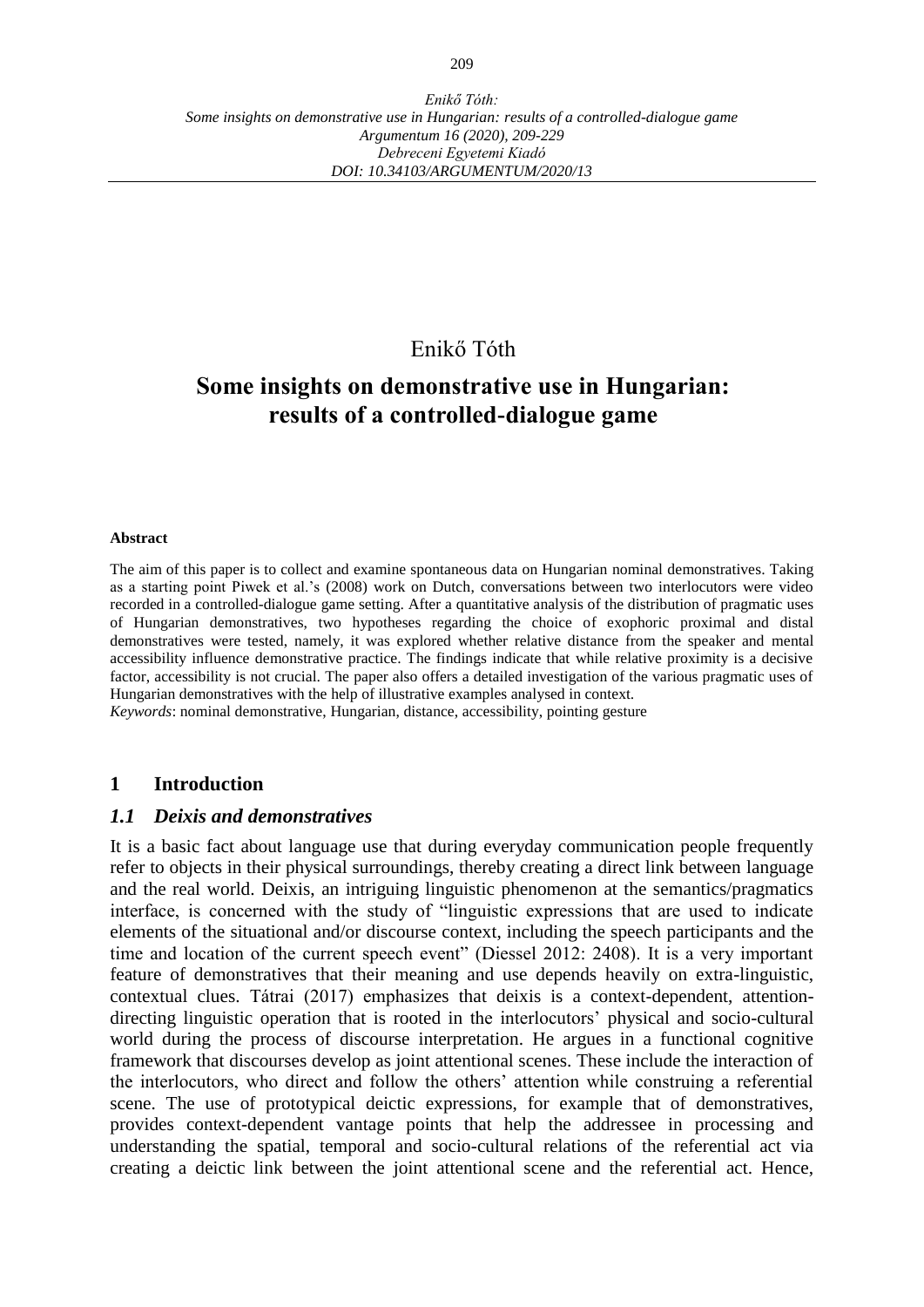Enikő Tóth

# Some insights on demonstrative use in Hungarian: results of a controlled-dialogue game

**Abstract**

The aim of this paper is to collect and examine spontaneous data on Hungarian nominal demonstratives. Taking as a starting point Piwek et al.'s (2008) work on Dutch, conversations between two interlocutors were video recorded in a controlled-dialogue game setting. After a quantitative analysis of the distribution of pragmatic uses of Hungarian demonstratives, two hypotheses regarding the choice of exophoric proximal and distal demonstratives were tested, namely, it was explored whether relative distance from the speaker and mental accessibility influence demonstrative practice. The findings indicate that while relative proximity is a decisive factor, accessibility is not crucial. The paper also offers a detailed investigation of the various pragmatic uses of Hungarian demonstratives with the help of illustrative examples analysed in context.

*Keywords*: nominal demonstrative, Hungarian, distance, accessibility, pointing gesture

## 1 Introduction

### *1.1 Deixis and demonstratives*

It is a basic fact about language use that during everyday communication people frequently refer to objects in their physical surroundings, thereby creating a direct link between language and the real world. Deixis, an intriguing linguistic phenomenon at the semantics/pragmatics interface, is concerned with the study of "linguistic expressions that are used to indicate elements of the situational and/or discourse context, including the speech participants and the time and location of the current speech event" (Diessel 2012: 2408). It is a very important feature of demonstratives that their meaning and use depends heavily on extra-linguistic, contextual clues. Tátrai (2017) emphasizes that deixis is a context-dependent, attention-directing linguistic operation that is rooted in the interlocutors' physical and socio-cultural world during the process of discourse interpretation. He argues in a functional cognitive framework that discourses develop as joint attentional scenes. These include the interaction of the interlocutors, who direct and follow the others' attention while construing a referential scene. The use of prototypical deictic expressions, for example that of demonstratives, provides context-dependent vantage points that help the addressee in processing and understanding the spatial, temporal and socio-cultural relations of the referential act via creating a deictic link between the joint attentional scene and the referential act. Hence,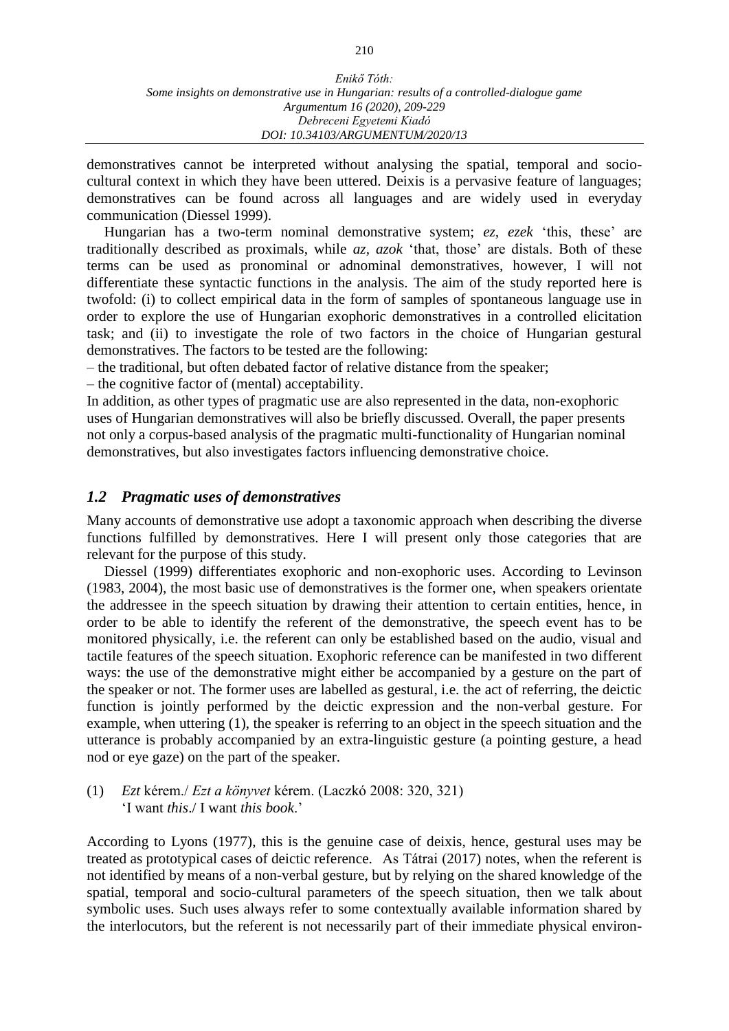demonstratives cannot be interpreted without analysing the spatial, temporal and socio-cultural context in which they have been uttered. Deixis is a pervasive feature of languages; demonstratives can be found across all languages and are widely used in everyday communication (Diessel 1999).

Hungarian has a two-term nominal demonstrative system; *ez, ezek* 'this, these' are traditionally described as proximals, while *az, azok* 'that, those' are distals. Both of these terms can be used as pronominal or adnominal demonstratives, however, I will not differentiate these syntactic functions in the analysis. The aim of the study reported here is twofold: (i) to collect empirical data in the form of samples of spontaneous language use in order to explore the use of Hungarian exophoric demonstratives in a controlled elicitation task; and (ii) to investigate the role of two factors in the choice of Hungarian gestural demonstratives. The factors to be tested are the following:

– the traditional, but often debated factor of relative distance from the speaker;
– the cognitive factor of (mental) acceptability.

In addition, as other types of pragmatic use are also represented in the data, non-exophoric uses of Hungarian demonstratives will also be briefly discussed. Overall, the paper presents not only a corpus-based analysis of the pragmatic multi-functionality of Hungarian nominal demonstratives, but also investigates factors influencing demonstrative choice.

### *1.2 Pragmatic uses of demonstratives*

Many accounts of demonstrative use adopt a taxonomic approach when describing the diverse functions fulfilled by demonstratives. Here I will present only those categories that are relevant for the purpose of this study.

Diessel (1999) differentiates exophoric and non-exophoric uses. According to Levinson (1983, 2004), the most basic use of demonstratives is the former one, when speakers orientate the addressee in the speech situation by drawing their attention to certain entities, hence, in order to be able to identify the referent of the demonstrative, the speech event has to be monitored physically, i.e. the referent can only be established based on the audio, visual and tactile features of the speech situation. Exophoric reference can be manifested in two different ways: the use of the demonstrative might either be accompanied by a gesture on the part of the speaker or not. The former uses are labelled as gestural, i.e. the act of referring, the deictic function is jointly performed by the deictic expression and the non-verbal gesture. For example, when uttering (1), the speaker is referring to an object in the speech situation and the utterance is probably accompanied by an extra-linguistic gesture (a pointing gesture, a head nod or eye gaze) on the part of the speaker.

(1) *Ezt* kérem./ *Ezt a könyvet* kérem. (Laczkó 2008: 320, 321)
'I want *this*./ I want *this book*.'

According to Lyons (1977), this is the genuine case of deixis, hence, gestural uses may be treated as prototypical cases of deictic reference. As Tátrai (2017) notes, when the referent is not identified by means of a non-verbal gesture, but by relying on the shared knowledge of the spatial, temporal and socio-cultural parameters of the speech situation, then we talk about symbolic uses. Such uses always refer to some contextually available information shared by the interlocutors, but the referent is not necessarily part of their immediate physical environ-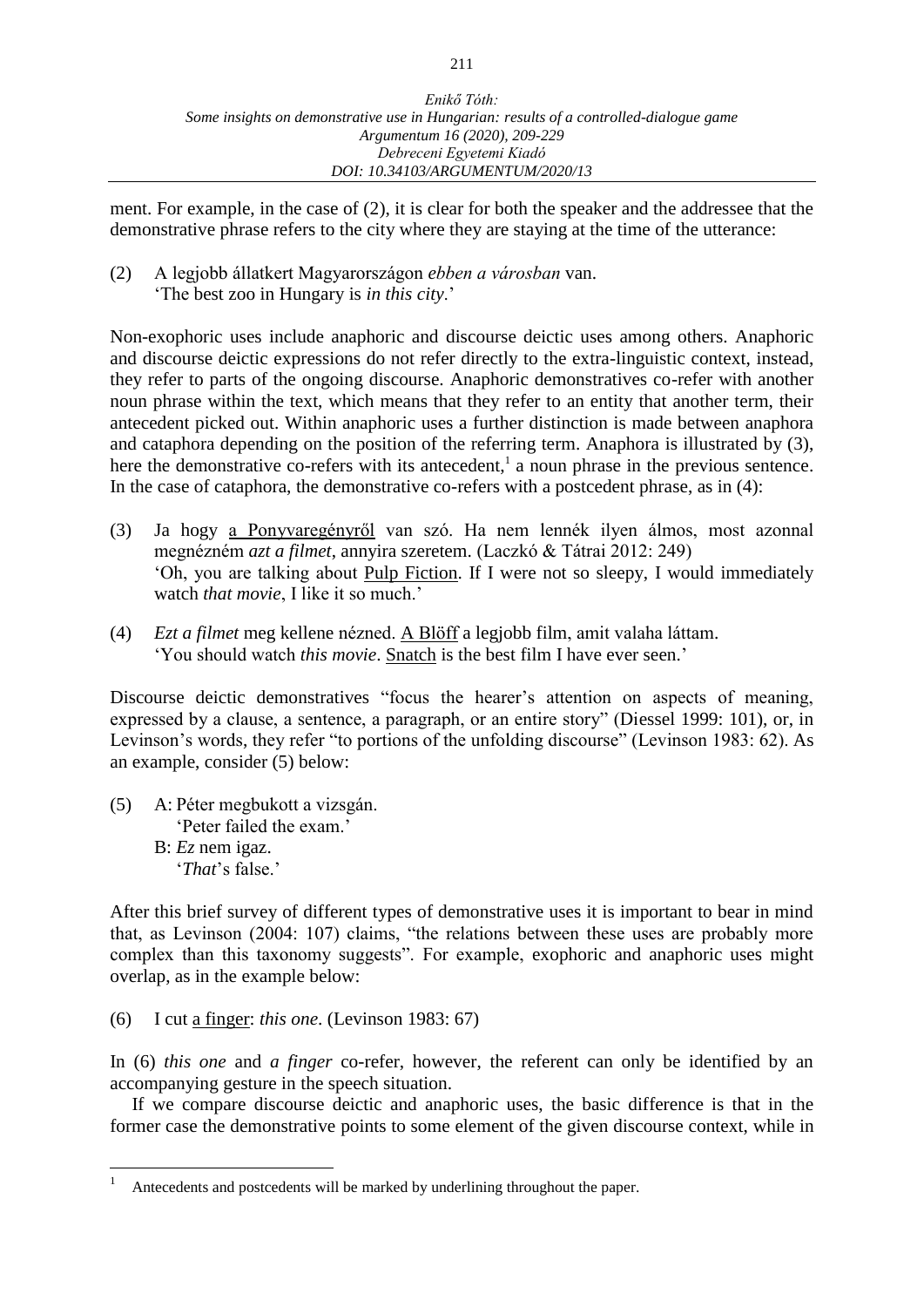ment. For example, in the case of (2), it is clear for both the speaker and the addressee that the demonstrative phrase refers to the city where they are staying at the time of the utterance:

(2) A legjobb állatkert Magyarországon *ebben a városban* van.
'The best zoo in Hungary is *in this city*.'

Non-exophoric uses include anaphoric and discourse deictic uses among others. Anaphoric and discourse deictic expressions do not refer directly to the extra-linguistic context, instead, they refer to parts of the ongoing discourse. Anaphoric demonstratives co-refer with another noun phrase within the text, which means that they refer to an entity that another term, their antecedent picked out. Within anaphoric uses a further distinction is made between anaphora and cataphora depending on the position of the referring term. Anaphora is illustrated by (3), here the demonstrative co-refers with its antecedent,[1] a noun phrase in the previous sentence. In the case of cataphora, the demonstrative co-refers with a postcedent phrase, as in (4):

(3) Ja hogy <u>a Ponyvaregényről</u> van szó. Ha nem lennék ilyen álmos, most azonnal megnézném *azt a filmet*, annyira szeretem. (Laczkó & Tátrai 2012: 249)
'Oh, you are talking about <u>Pulp Fiction</u>. If I were not so sleepy, I would immediately watch *that movie*, I like it so much.'

(4) *Ezt a filmet* meg kellene nézned. <u>A Blöff</u> a legjobb film, amit valaha láttam.
'You should watch *this movie*. <u>Snatch</u> is the best film I have ever seen.'

Discourse deictic demonstratives "focus the hearer's attention on aspects of meaning, expressed by a clause, a sentence, a paragraph, or an entire story" (Diessel 1999: 101), or, in Levinson's words, they refer "to portions of the unfolding discourse" (Levinson 1983: 62). As an example, consider (5) below:

(5) A: Péter megbukott a vizsgán.
'Peter failed the exam.'
B: *Ez* nem igaz.
'*That*'s false.'

After this brief survey of different types of demonstrative uses it is important to bear in mind that, as Levinson (2004: 107) claims, "the relations between these uses are probably more complex than this taxonomy suggests". For example, exophoric and anaphoric uses might overlap, as in the example below:

(6) I cut <u>a finger</u>: *this one*. (Levinson 1983: 67)

In (6) *this one* and *a finger* co-refer, however, the referent can only be identified by an accompanying gesture in the speech situation.

If we compare discourse deictic and anaphoric uses, the basic difference is that in the former case the demonstrative points to some element of the given discourse context, while in

---

[1] Antecedents and postcedents will be marked by underlining throughout the paper.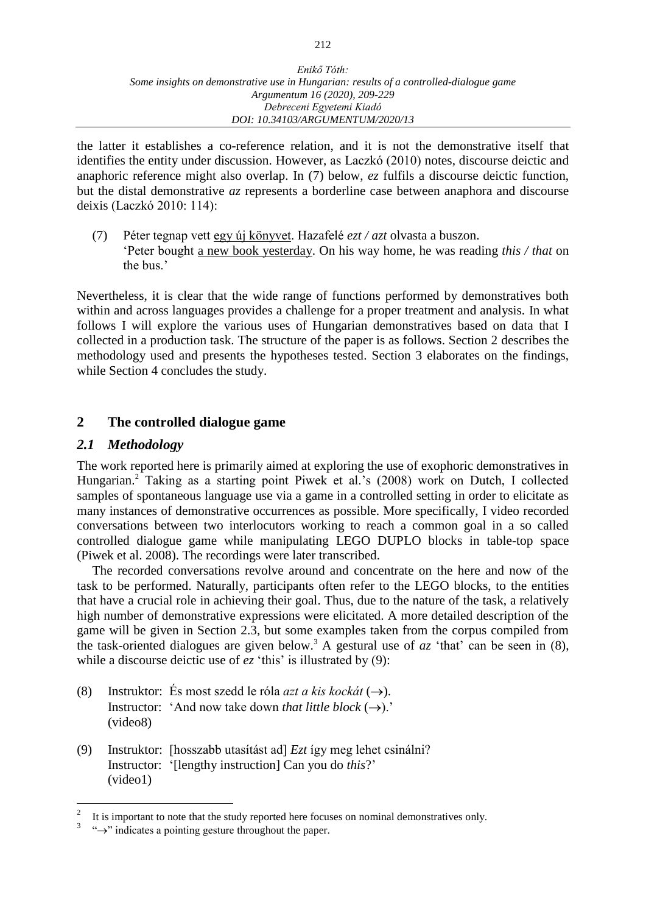the latter it establishes a co-reference relation, and it is not the demonstrative itself that identifies the entity under discussion. However, as Laczkó (2010) notes, discourse deictic and anaphoric reference might also overlap. In (7) below, *ez* fulfils a discourse deictic function, but the distal demonstrative *az* represents a borderline case between anaphora and discourse deixis (Laczkó 2010: 114):

(7) Péter tegnap vett <u>egy új könyvet</u>. Hazafelé *ezt / azt* olvasta a buszon.
'Peter bought <u>a new book yesterday</u>. On his way home, he was reading *this / that* on the bus.'

Nevertheless, it is clear that the wide range of functions performed by demonstratives both within and across languages provides a challenge for a proper treatment and analysis. In what follows I will explore the various uses of Hungarian demonstratives based on data that I collected in a production task. The structure of the paper is as follows. Section 2 describes the methodology used and presents the hypotheses tested. Section 3 elaborates on the findings, while Section 4 concludes the study.

## 2 The controlled dialogue game

### *2.1 Methodology*

The work reported here is primarily aimed at exploring the use of exophoric demonstratives in Hungarian.[2] Taking as a starting point Piwek et al.'s (2008) work on Dutch, I collected samples of spontaneous language use via a game in a controlled setting in order to elicitate as many instances of demonstrative occurrences as possible. More specifically, I video recorded conversations between two interlocutors working to reach a common goal in a so called controlled dialogue game while manipulating LEGO DUPLO blocks in table-top space (Piwek et al. 2008). The recordings were later transcribed.

The recorded conversations revolve around and concentrate on the here and now of the task to be performed. Naturally, participants often refer to the LEGO blocks, to the entities that have a crucial role in achieving their goal. Thus, due to the nature of the task, a relatively high number of demonstrative expressions were elicitated. A more detailed description of the game will be given in Section 2.3, but some examples taken from the corpus compiled from the task-oriented dialogues are given below.[3] A gestural use of *az* 'that' can be seen in (8), while a discourse deictic use of *ez* 'this' is illustrated by (9):

(8) Instruktor: És most szedd le róla *azt a kis kockát* (→).
Instructor: 'And now take down *that little block* (→).'
(video8)

(9) Instruktor: [hosszabb utasítást ad] *Ezt* így meg lehet csinálni?
Instructor: '[lengthy instruction] Can you do *this*?'
(video1)

---

[2] It is important to note that the study reported here focuses on nominal demonstratives only.

[3] "→" indicates a pointing gesture throughout the paper.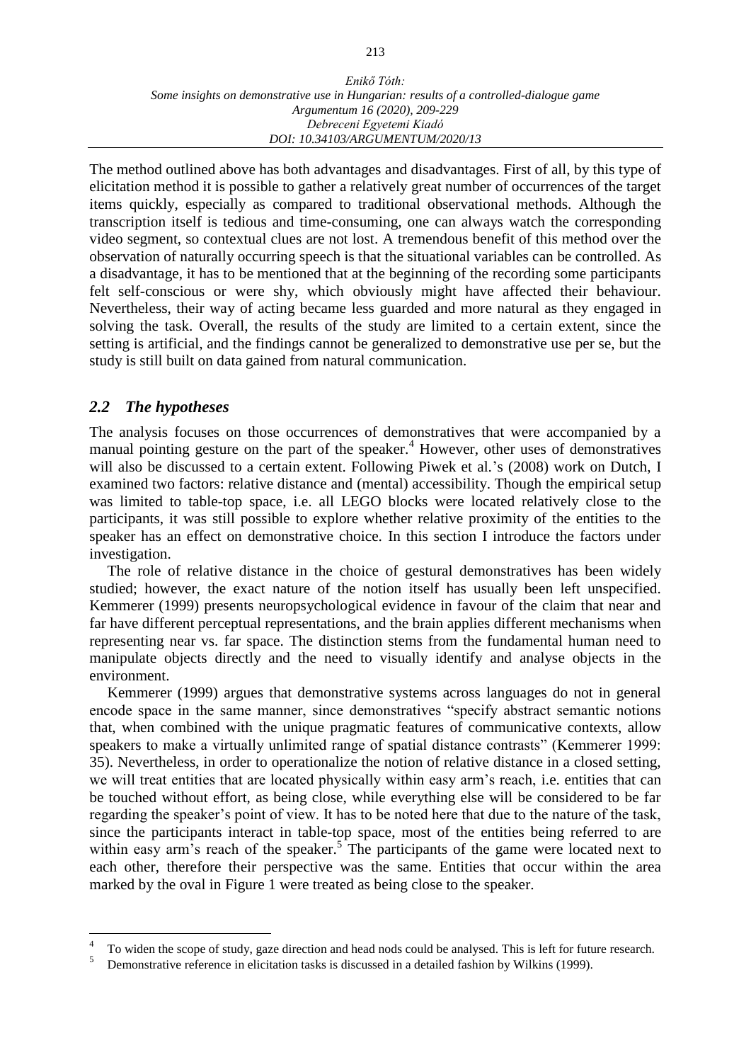The method outlined above has both advantages and disadvantages. First of all, by this type of elicitation method it is possible to gather a relatively great number of occurrences of the target items quickly, especially as compared to traditional observational methods. Although the transcription itself is tedious and time-consuming, one can always watch the corresponding video segment, so contextual clues are not lost. A tremendous benefit of this method over the observation of naturally occurring speech is that the situational variables can be controlled. As a disadvantage, it has to be mentioned that at the beginning of the recording some participants felt self-conscious or were shy, which obviously might have affected their behaviour. Nevertheless, their way of acting became less guarded and more natural as they engaged in solving the task. Overall, the results of the study are limited to a certain extent, since the setting is artificial, and the findings cannot be generalized to demonstrative use per se, but the study is still built on data gained from natural communication.

## *2.2 The hypotheses*

The analysis focuses on those occurrences of demonstratives that were accompanied by a manual pointing gesture on the part of the speaker.[4] However, other uses of demonstratives will also be discussed to a certain extent. Following Piwek et al.'s (2008) work on Dutch, I examined two factors: relative distance and (mental) accessibility. Though the empirical setup was limited to table-top space, i.e. all LEGO blocks were located relatively close to the participants, it was still possible to explore whether relative proximity of the entities to the speaker has an effect on demonstrative choice. In this section I introduce the factors under investigation.

The role of relative distance in the choice of gestural demonstratives has been widely studied; however, the exact nature of the notion itself has usually been left unspecified. Kemmerer (1999) presents neuropsychological evidence in favour of the claim that near and far have different perceptual representations, and the brain applies different mechanisms when representing near vs. far space. The distinction stems from the fundamental human need to manipulate objects directly and the need to visually identify and analyse objects in the environment.

Kemmerer (1999) argues that demonstrative systems across languages do not in general encode space in the same manner, since demonstratives "specify abstract semantic notions that, when combined with the unique pragmatic features of communicative contexts, allow speakers to make a virtually unlimited range of spatial distance contrasts" (Kemmerer 1999: 35). Nevertheless, in order to operationalize the notion of relative distance in a closed setting, we will treat entities that are located physically within easy arm's reach, i.e. entities that can be touched without effort, as being close, while everything else will be considered to be far regarding the speaker's point of view. It has to be noted here that due to the nature of the task, since the participants interact in table-top space, most of the entities being referred to are within easy arm's reach of the speaker.[5] The participants of the game were located next to each other, therefore their perspective was the same. Entities that occur within the area marked by the oval in Figure 1 were treated as being close to the speaker.

---

[4] To widen the scope of study, gaze direction and head nods could be analysed. This is left for future research.

[5] Demonstrative reference in elicitation tasks is discussed in a detailed fashion by Wilkins (1999).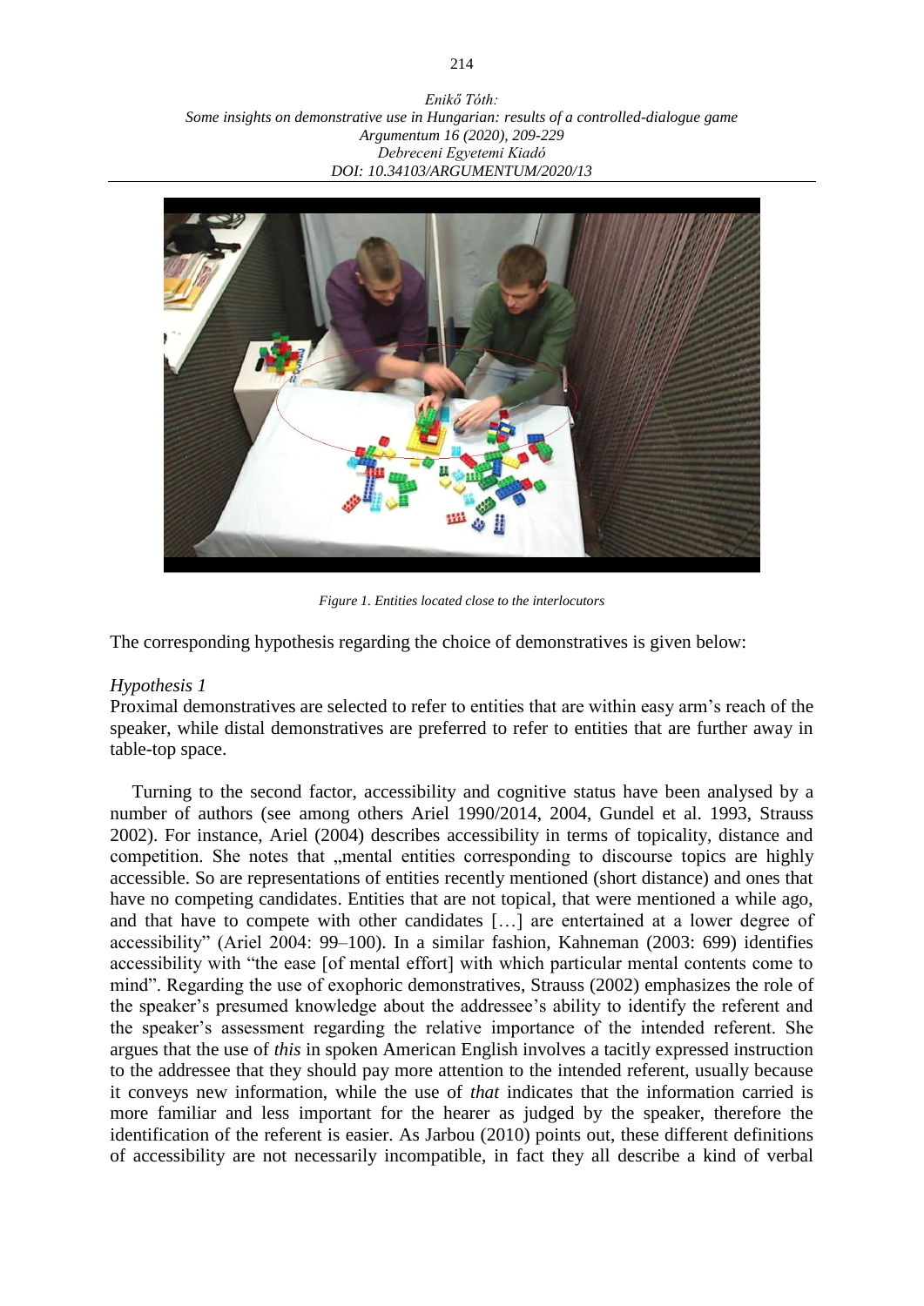*Figure 1. Entities located close to the interlocutors*

The corresponding hypothesis regarding the choice of demonstratives is given below:

*Hypothesis 1*
Proximal demonstratives are selected to refer to entities that are within easy arm's reach of the speaker, while distal demonstratives are preferred to refer to entities that are further away in table-top space.

Turning to the second factor, accessibility and cognitive status have been analysed by a number of authors (see among others Ariel 1990/2014, 2004, Gundel et al. 1993, Strauss 2002). For instance, Ariel (2004) describes accessibility in terms of topicality, distance and competition. She notes that „mental entities corresponding to discourse topics are highly accessible. So are representations of entities recently mentioned (short distance) and ones that have no competing candidates. Entities that are not topical, that were mentioned a while ago, and that have to compete with other candidates […] are entertained at a lower degree of accessibility" (Ariel 2004: 99–100). In a similar fashion, Kahneman (2003: 699) identifies accessibility with "the ease [of mental effort] with which particular mental contents come to mind". Regarding the use of exophoric demonstratives, Strauss (2002) emphasizes the role of the speaker's presumed knowledge about the addressee's ability to identify the referent and the speaker's assessment regarding the relative importance of the intended referent. She argues that the use of *this* in spoken American English involves a tacitly expressed instruction to the addressee that they should pay more attention to the intended referent, usually because it conveys new information, while the use of *that* indicates that the information carried is more familiar and less important for the hearer as judged by the speaker, therefore the identification of the referent is easier. As Jarbou (2010) points out, these different definitions of accessibility are not necessarily incompatible, in fact they all describe a kind of verbal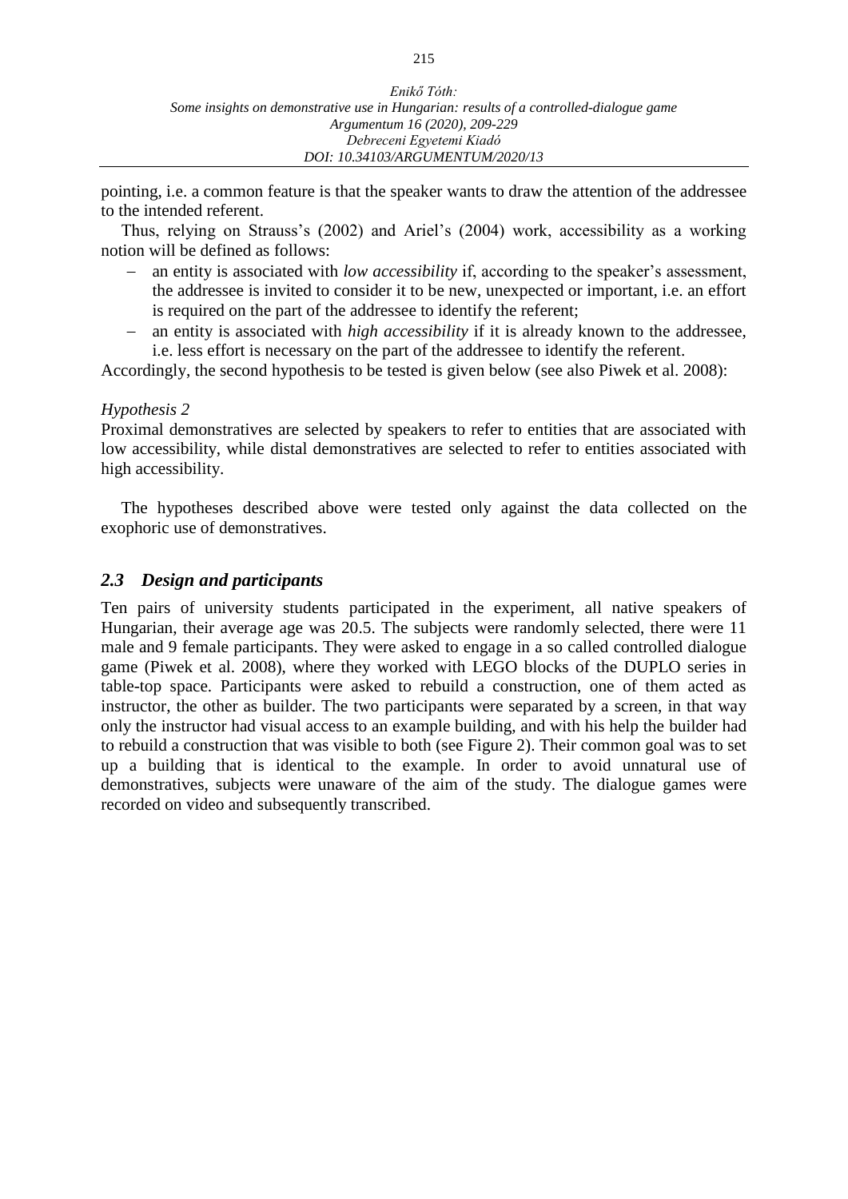pointing, i.e. a common feature is that the speaker wants to draw the attention of the addressee to the intended referent.

Thus, relying on Strauss's (2002) and Ariel's (2004) work, accessibility as a working notion will be defined as follows:

- an entity is associated with *low accessibility* if, according to the speaker's assessment, the addressee is invited to consider it to be new, unexpected or important, i.e. an effort is required on the part of the addressee to identify the referent;
- an entity is associated with *high accessibility* if it is already known to the addressee, i.e. less effort is necessary on the part of the addressee to identify the referent.

Accordingly, the second hypothesis to be tested is given below (see also Piwek et al. 2008):

*Hypothesis 2*

Proximal demonstratives are selected by speakers to refer to entities that are associated with low accessibility, while distal demonstratives are selected to refer to entities associated with high accessibility.

The hypotheses described above were tested only against the data collected on the exophoric use of demonstratives.

## *2.3 Design and participants*

Ten pairs of university students participated in the experiment, all native speakers of Hungarian, their average age was 20.5. The subjects were randomly selected, there were 11 male and 9 female participants. They were asked to engage in a so called controlled dialogue game (Piwek et al. 2008), where they worked with LEGO blocks of the DUPLO series in table-top space. Participants were asked to rebuild a construction, one of them acted as instructor, the other as builder. The two participants were separated by a screen, in that way only the instructor had visual access to an example building, and with his help the builder had to rebuild a construction that was visible to both (see Figure 2). Their common goal was to set up a building that is identical to the example. In order to avoid unnatural use of demonstratives, subjects were unaware of the aim of the study. The dialogue games were recorded on video and subsequently transcribed.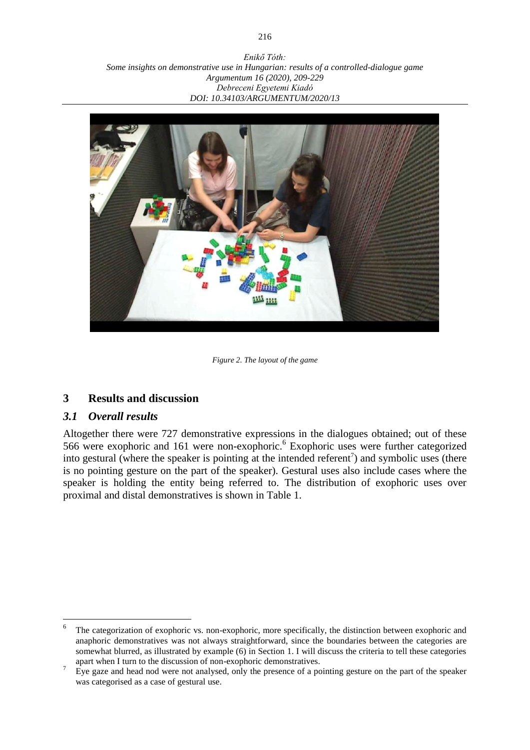Figure 2. The layout of the game

## 3 Results and discussion

### 3.1 Overall results

Altogether there were 727 demonstrative expressions in the dialogues obtained; out of these 566 were exophoric and 161 were non-exophoric.[6] Exophoric uses were further categorized into gestural (where the speaker is pointing at the intended referent[7]) and symbolic uses (there is no pointing gesture on the part of the speaker). Gestural uses also include cases where the speaker is holding the entity being referred to. The distribution of exophoric uses over proximal and distal demonstratives is shown in Table 1.

---

[6] The categorization of exophoric vs. non-exophoric, more specifically, the distinction between exophoric and anaphoric demonstratives was not always straightforward, since the boundaries between the categories are somewhat blurred, as illustrated by example (6) in Section 1. I will discuss the criteria to tell these categories apart when I turn to the discussion of non-exophoric demonstratives.

[7] Eye gaze and head nod were not analysed, only the presence of a pointing gesture on the part of the speaker was categorised as a case of gestural use.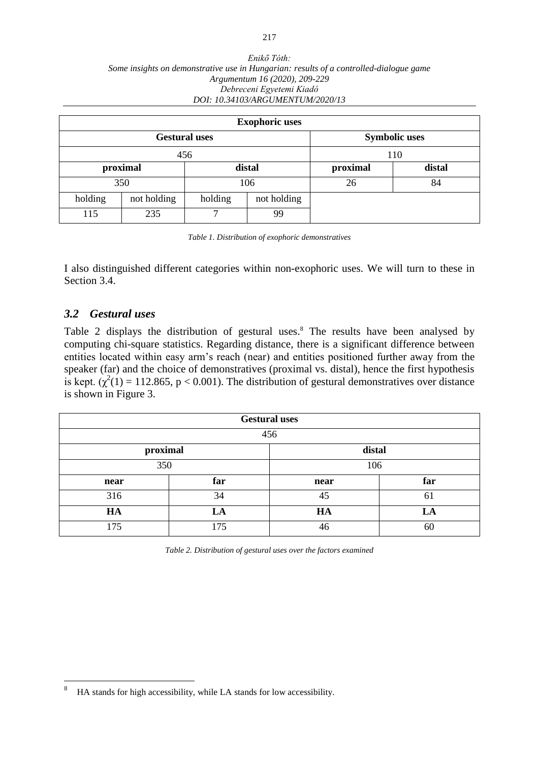| Exophoric uses | | | | | |
|---|---|---|---|---|---|
| Gestural uses | | | | Symbolic uses | |
| 456 | | | | 110 | |
| proximal | | distal | | proximal | distal |
| 350 | | 106 | | 26 | 84 |
| holding | not holding | holding | not holding | | |
| 115 | 235 | 7 | 99 | | |

*Table 1. Distribution of exophoric demonstratives*

I also distinguished different categories within non-exophoric uses. We will turn to these in Section 3.4.

### *3.2 Gestural uses*

Table 2 displays the distribution of gestural uses.[8] The results have been analysed by computing chi-square statistics. Regarding distance, there is a significant difference between entities located within easy arm's reach (near) and entities positioned further away from the speaker (far) and the choice of demonstratives (proximal vs. distal), hence the first hypothesis is kept. ($\chi^2(1) = 112.865$, $p < 0.001$). The distribution of gestural demonstratives over distance is shown in Figure 3.

| Gestural uses | | | |
|---|---|---|---|
| 456 | | | |
| **proximal** | | **distal** | |
| 350 | | 106 | |
| **near** | **far** | **near** | **far** |
| 316 | 34 | 45 | 61 |
| **HA** | **LA** | **HA** | **LA** |
| 175 | 175 | 46 | 60 |

*Table 2. Distribution of gestural uses over the factors examined*

[8] HA stands for high accessibility, while LA stands for low accessibility.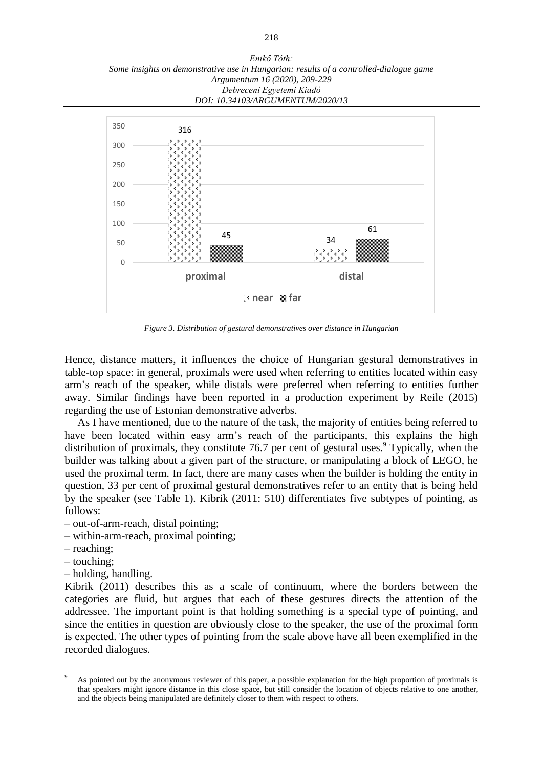*Figure 3. Distribution of gestural demonstratives over distance in Hungarian*

Hence, distance matters, it influences the choice of Hungarian gestural demonstratives in table-top space: in general, proximals were used when referring to entities located within easy arm's reach of the speaker, while distals were preferred when referring to entities further away. Similar findings have been reported in a production experiment by Reile (2015) regarding the use of Estonian demonstrative adverbs.

As I have mentioned, due to the nature of the task, the majority of entities being referred to have been located within easy arm's reach of the participants, this explains the high distribution of proximals, they constitute 76.7 per cent of gestural uses.[9] Typically, when the builder was talking about a given part of the structure, or manipulating a block of LEGO, he used the proximal term. In fact, there are many cases when the builder is holding the entity in question, 33 per cent of proximal gestural demonstratives refer to an entity that is being held by the speaker (see Table 1). Kibrik (2011: 510) differentiates five subtypes of pointing, as follows:

– out-of-arm-reach, distal pointing;
– within-arm-reach, proximal pointing;
– reaching;
– touching;
– holding, handling.

Kibrik (2011) describes this as a scale of continuum, where the borders between the categories are fluid, but argues that each of these gestures directs the attention of the addressee. The important point is that holding something is a special type of pointing, and since the entities in question are obviously close to the speaker, the use of the proximal form is expected. The other types of pointing from the scale above have all been exemplified in the recorded dialogues.

[9] As pointed out by the anonymous reviewer of this paper, a possible explanation for the high proportion of proximals is that speakers might ignore distance in this close space, but still consider the location of objects relative to one another, and the objects being manipulated are definitely closer to them with respect to others.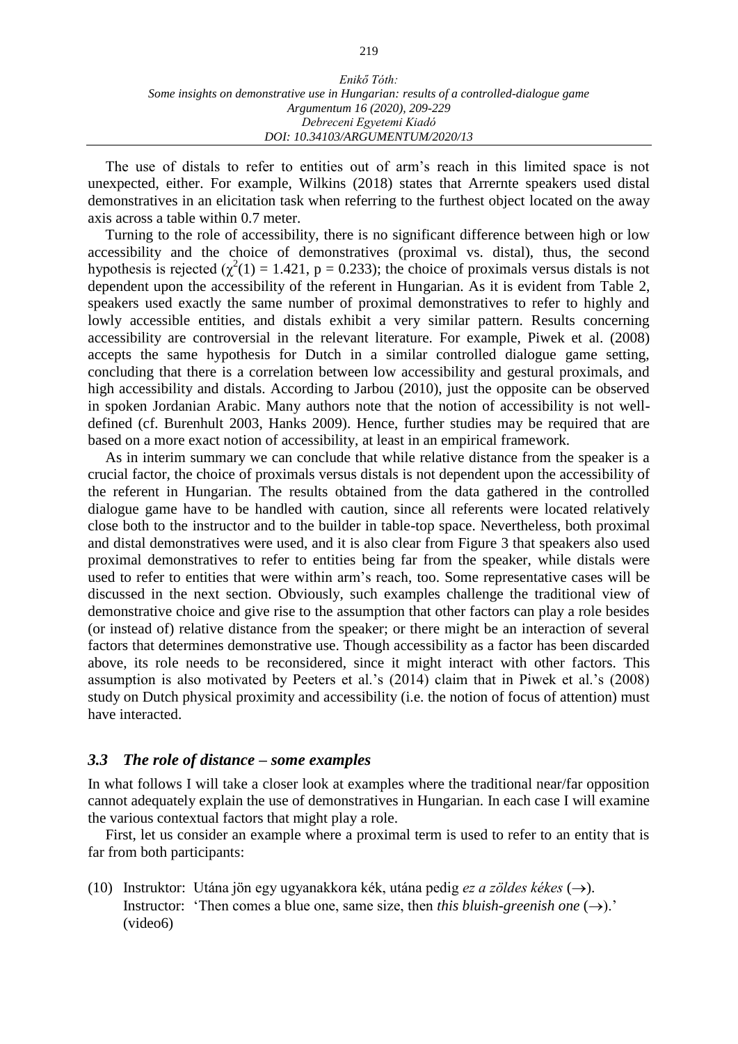The use of distals to refer to entities out of arm's reach in this limited space is not unexpected, either. For example, Wilkins (2018) states that Arrernte speakers used distal demonstratives in an elicitation task when referring to the furthest object located on the away axis across a table within 0.7 meter.

Turning to the role of accessibility, there is no significant difference between high or low accessibility and the choice of demonstratives (proximal vs. distal), thus, the second hypothesis is rejected ($\chi^2(1) = 1.421$, $p = 0.233$); the choice of proximals versus distals is not dependent upon the accessibility of the referent in Hungarian. As it is evident from Table 2, speakers used exactly the same number of proximal demonstratives to refer to highly and lowly accessible entities, and distals exhibit a very similar pattern. Results concerning accessibility are controversial in the relevant literature. For example, Piwek et al. (2008) accepts the same hypothesis for Dutch in a similar controlled dialogue game setting, concluding that there is a correlation between low accessibility and gestural proximals, and high accessibility and distals. According to Jarbou (2010), just the opposite can be observed in spoken Jordanian Arabic. Many authors note that the notion of accessibility is not well-defined (cf. Burenhult 2003, Hanks 2009). Hence, further studies may be required that are based on a more exact notion of accessibility, at least in an empirical framework.

As in interim summary we can conclude that while relative distance from the speaker is a crucial factor, the choice of proximals versus distals is not dependent upon the accessibility of the referent in Hungarian. The results obtained from the data gathered in the controlled dialogue game have to be handled with caution, since all referents were located relatively close both to the instructor and to the builder in table-top space. Nevertheless, both proximal and distal demonstratives were used, and it is also clear from Figure 3 that speakers also used proximal demonstratives to refer to entities being far from the speaker, while distals were used to refer to entities that were within arm's reach, too. Some representative cases will be discussed in the next section. Obviously, such examples challenge the traditional view of demonstrative choice and give rise to the assumption that other factors can play a role besides (or instead of) relative distance from the speaker; or there might be an interaction of several factors that determines demonstrative use. Though accessibility as a factor has been discarded above, its role needs to be reconsidered, since it might interact with other factors. This assumption is also motivated by Peeters et al.'s (2014) claim that in Piwek et al.'s (2008) study on Dutch physical proximity and accessibility (i.e. the notion of focus of attention) must have interacted.

### *3.3 The role of distance – some examples*

In what follows I will take a closer look at examples where the traditional near/far opposition cannot adequately explain the use of demonstratives in Hungarian. In each case I will examine the various contextual factors that might play a role.

First, let us consider an example where a proximal term is used to refer to an entity that is far from both participants:

(10) Instruktor: Utána jön egy ugyanakkora kék, utána pedig *ez a zöldes kékes* (→).
Instructor: 'Then comes a blue one, same size, then *this bluish-greenish one* (→).' (video6)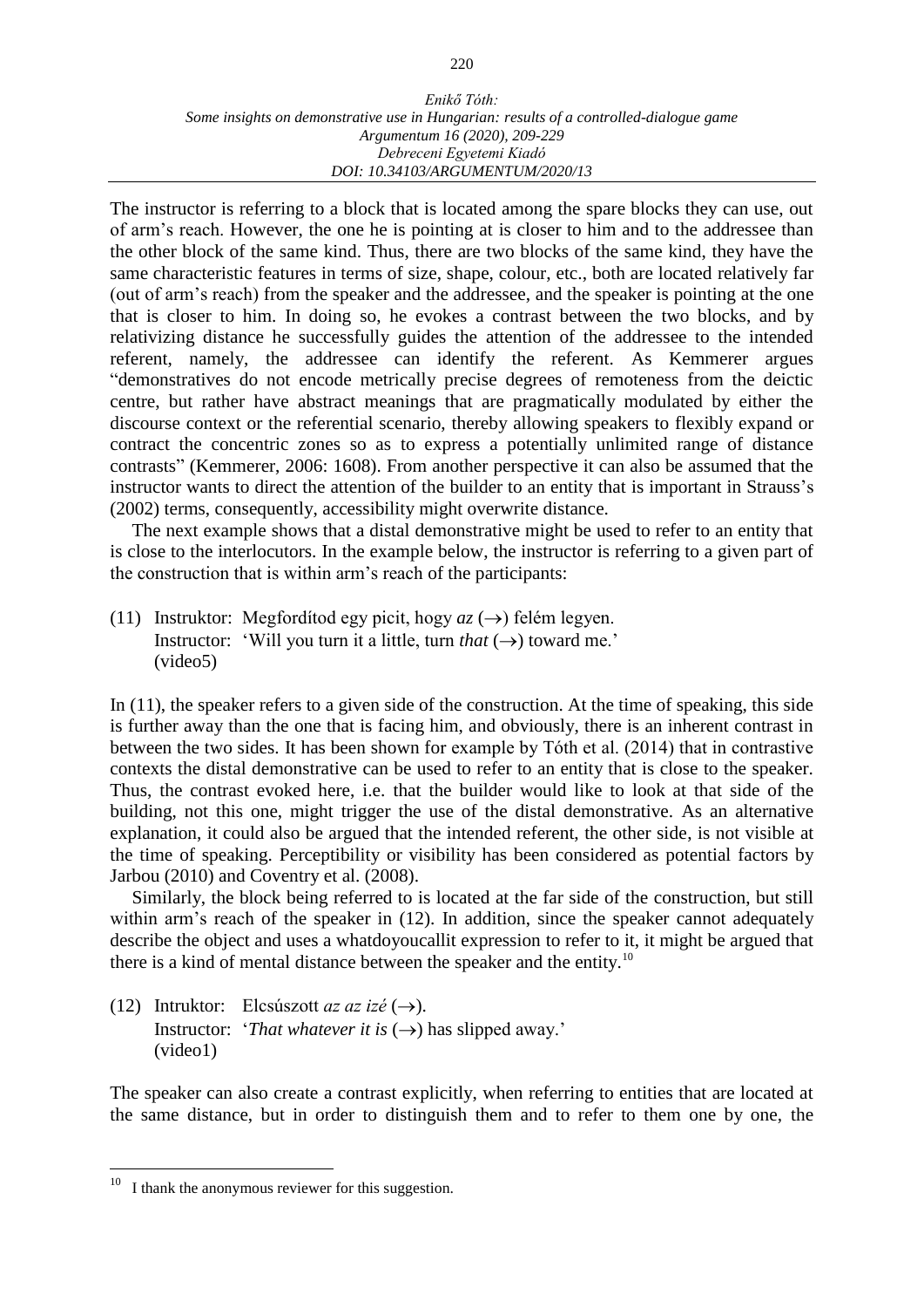The instructor is referring to a block that is located among the spare blocks they can use, out of arm's reach. However, the one he is pointing at is closer to him and to the addressee than the other block of the same kind. Thus, there are two blocks of the same kind, they have the same characteristic features in terms of size, shape, colour, etc., both are located relatively far (out of arm's reach) from the speaker and the addressee, and the speaker is pointing at the one that is closer to him. In doing so, he evokes a contrast between the two blocks, and by relativizing distance he successfully guides the attention of the addressee to the intended referent, namely, the addressee can identify the referent. As Kemmerer argues "demonstratives do not encode metrically precise degrees of remoteness from the deictic centre, but rather have abstract meanings that are pragmatically modulated by either the discourse context or the referential scenario, thereby allowing speakers to flexibly expand or contract the concentric zones so as to express a potentially unlimited range of distance contrasts" (Kemmerer, 2006: 1608). From another perspective it can also be assumed that the instructor wants to direct the attention of the builder to an entity that is important in Strauss's (2002) terms, consequently, accessibility might overwrite distance.

The next example shows that a distal demonstrative might be used to refer to an entity that is close to the interlocutors. In the example below, the instructor is referring to a given part of the construction that is within arm's reach of the participants:

(11) Instruktor: Megfordítod egy picit, hogy *az* (→) felém legyen.
Instructor: 'Will you turn it a little, turn *that* (→) toward me.'
(video5)

In (11), the speaker refers to a given side of the construction. At the time of speaking, this side is further away than the one that is facing him, and obviously, there is an inherent contrast in between the two sides. It has been shown for example by Tóth et al. (2014) that in contrastive contexts the distal demonstrative can be used to refer to an entity that is close to the speaker. Thus, the contrast evoked here, i.e. that the builder would like to look at that side of the building, not this one, might trigger the use of the distal demonstrative. As an alternative explanation, it could also be argued that the intended referent, the other side, is not visible at the time of speaking. Perceptibility or visibility has been considered as potential factors by Jarbou (2010) and Coventry et al. (2008).

Similarly, the block being referred to is located at the far side of the construction, but still within arm's reach of the speaker in (12). In addition, since the speaker cannot adequately describe the object and uses a whatdoyoucallit expression to refer to it, it might be argued that there is a kind of mental distance between the speaker and the entity.[10]

(12) Intruktor: Elcsúszott *az az izé* (→).
Instructor: '*That whatever it is* (→) has slipped away.'
(video1)

The speaker can also create a contrast explicitly, when referring to entities that are located at the same distance, but in order to distinguish them and to refer to them one by one, the

[10] I thank the anonymous reviewer for this suggestion.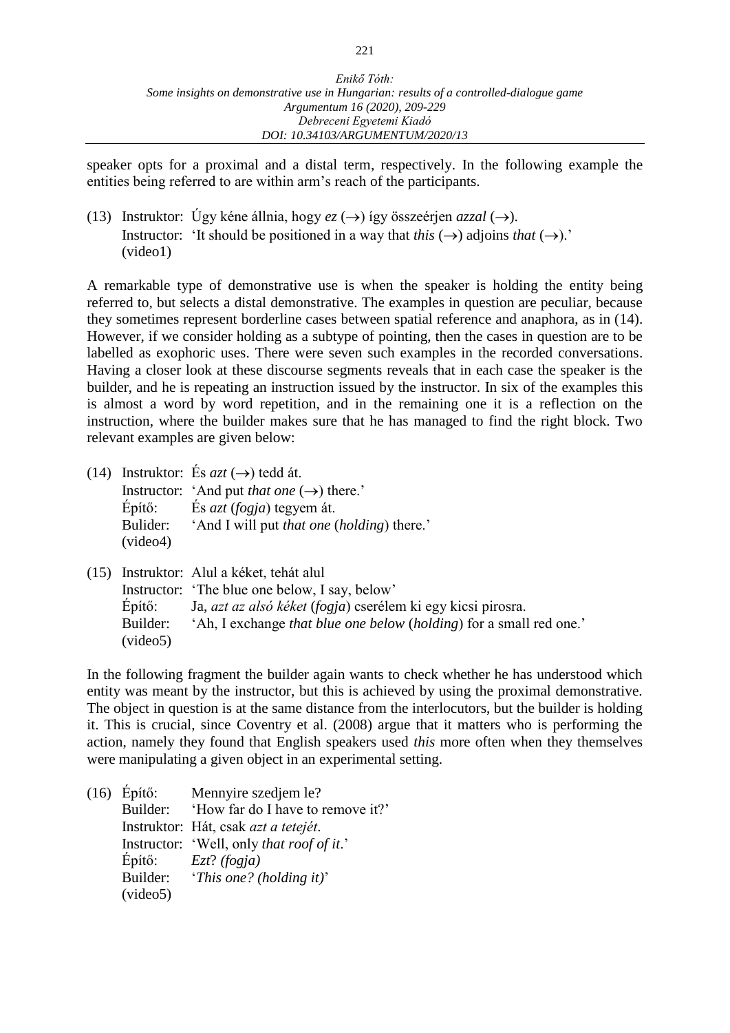speaker opts for a proximal and a distal term, respectively. In the following example the entities being referred to are within arm's reach of the participants.

(13) Instruktor: Úgy kéne állnia, hogy *ez* (→) így összeérjen *azzal* (→).
Instructor: 'It should be positioned in a way that *this* (→) adjoins *that* (→).'
(video1)

A remarkable type of demonstrative use is when the speaker is holding the entity being referred to, but selects a distal demonstrative. The examples in question are peculiar, because they sometimes represent borderline cases between spatial reference and anaphora, as in (14). However, if we consider holding as a subtype of pointing, then the cases in question are to be labelled as exophoric uses. There were seven such examples in the recorded conversations. Having a closer look at these discourse segments reveals that in each case the speaker is the builder, and he is repeating an instruction issued by the instructor. In six of the examples this is almost a word by word repetition, and in the remaining one it is a reflection on the instruction, where the builder makes sure that he has managed to find the right block. Two relevant examples are given below:

(14) Instruktor: És *azt* (→) tedd át.
Instructor: 'And put *that one* (→) there.'
Építő: És *azt* (*fogja*) tegyem át.
Bulider: 'And I will put *that one* (*holding*) there.'
(video4)

(15) Instruktor: Alul a kéket, tehát alul
Instructor: 'The blue one below, I say, below'
Építő: Ja, *azt az alsó kéket* (*fogja*) cserélem ki egy kicsi pirosra.
Builder: 'Ah, I exchange *that blue one below* (*holding*) for a small red one.'
(video5)

In the following fragment the builder again wants to check whether he has understood which entity was meant by the instructor, but this is achieved by using the proximal demonstrative. The object in question is at the same distance from the interlocutors, but the builder is holding it. This is crucial, since Coventry et al. (2008) argue that it matters who is performing the action, namely they found that English speakers used *this* more often when they themselves were manipulating a given object in an experimental setting.

(16) Építő: Mennyire szedjem le?
Builder: 'How far do I have to remove it?'
Instruktor: Hát, csak *azt a tetejét*.
Instructor: 'Well, only *that roof of it*.'
Építő: *Ezt*? *(fogja)*
Builder: '*This one? (holding it)*'
(video5)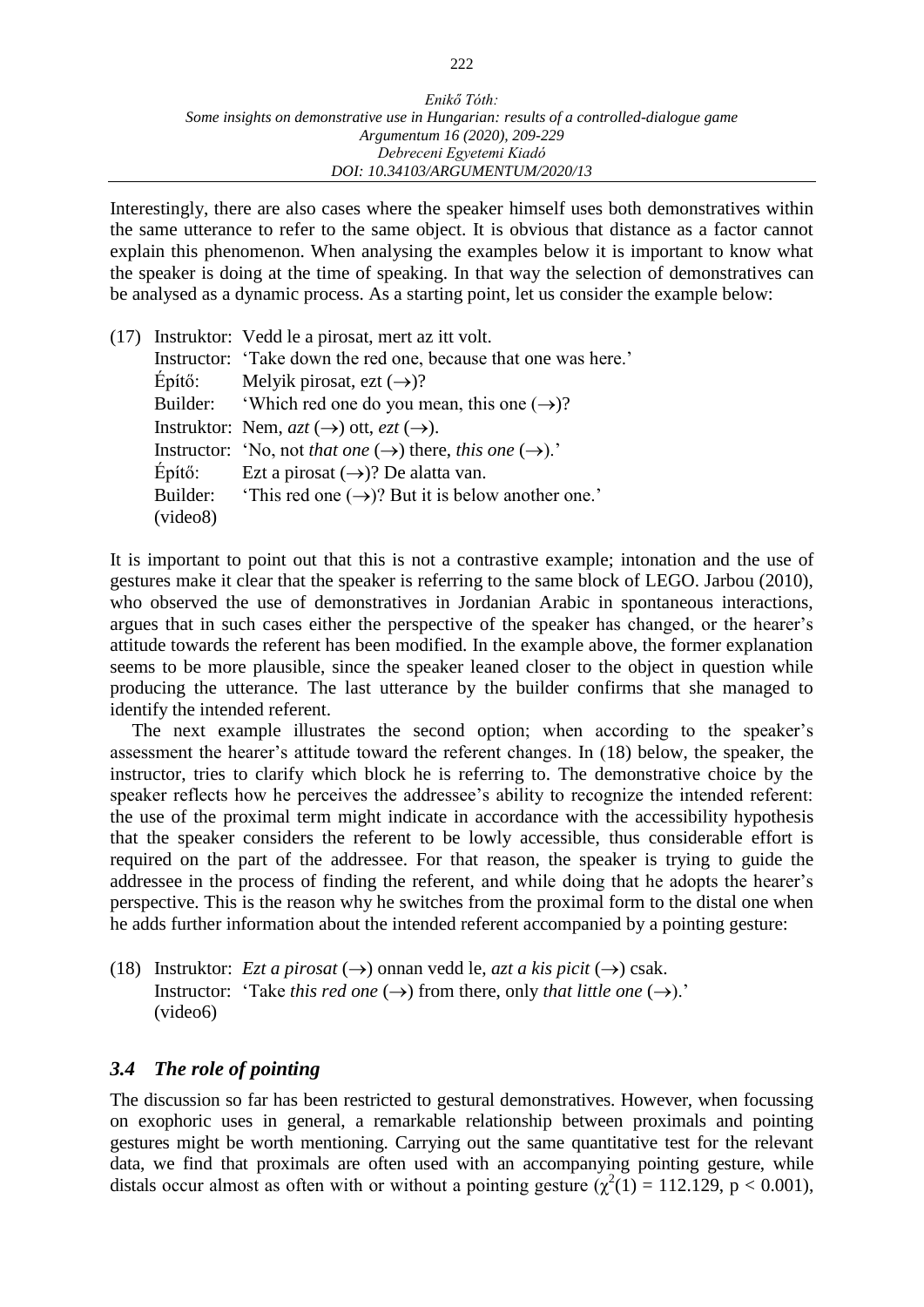Interestingly, there are also cases where the speaker himself uses both demonstratives within the same utterance to refer to the same object. It is obvious that distance as a factor cannot explain this phenomenon. When analysing the examples below it is important to know what the speaker is doing at the time of speaking. In that way the selection of demonstratives can be analysed as a dynamic process. As a starting point, let us consider the example below:

(17) Instruktor: Vedd le a pirosat, mert az itt volt.
Instructor: 'Take down the red one, because that one was here.'
Építő: Melyik pirosat, ezt (→)?
Builder: 'Which red one do you mean, this one (→)?
Instruktor: Nem, *azt* (→) ott, *ezt* (→).
Instructor: 'No, not *that one* (→) there, *this one* (→).'
Építő: Ezt a pirosat (→)? De alatta van.
Builder: 'This red one (→)? But it is below another one.'
(video8)

It is important to point out that this is not a contrastive example; intonation and the use of gestures make it clear that the speaker is referring to the same block of LEGO. Jarbou (2010), who observed the use of demonstratives in Jordanian Arabic in spontaneous interactions, argues that in such cases either the perspective of the speaker has changed, or the hearer's attitude towards the referent has been modified. In the example above, the former explanation seems to be more plausible, since the speaker leaned closer to the object in question while producing the utterance. The last utterance by the builder confirms that she managed to identify the intended referent.

The next example illustrates the second option; when according to the speaker's assessment the hearer's attitude toward the referent changes. In (18) below, the speaker, the instructor, tries to clarify which block he is referring to. The demonstrative choice by the speaker reflects how he perceives the addressee's ability to recognize the intended referent: the use of the proximal term might indicate in accordance with the accessibility hypothesis that the speaker considers the referent to be lowly accessible, thus considerable effort is required on the part of the addressee. For that reason, the speaker is trying to guide the addressee in the process of finding the referent, and while doing that he adopts the hearer's perspective. This is the reason why he switches from the proximal form to the distal one when he adds further information about the intended referent accompanied by a pointing gesture:

(18) Instruktor: *Ezt a pirosat* (→) onnan vedd le, *azt a kis picit* (→) csak.
Instructor: 'Take *this red one* (→) from there, only *that little one* (→).'
(video6)

### *3.4 The role of pointing*

The discussion so far has been restricted to gestural demonstratives. However, when focussing on exophoric uses in general, a remarkable relationship between proximals and pointing gestures might be worth mentioning. Carrying out the same quantitative test for the relevant data, we find that proximals are often used with an accompanying pointing gesture, while distals occur almost as often with or without a pointing gesture ($\chi^2(1) = 112.129$, $p < 0.001$),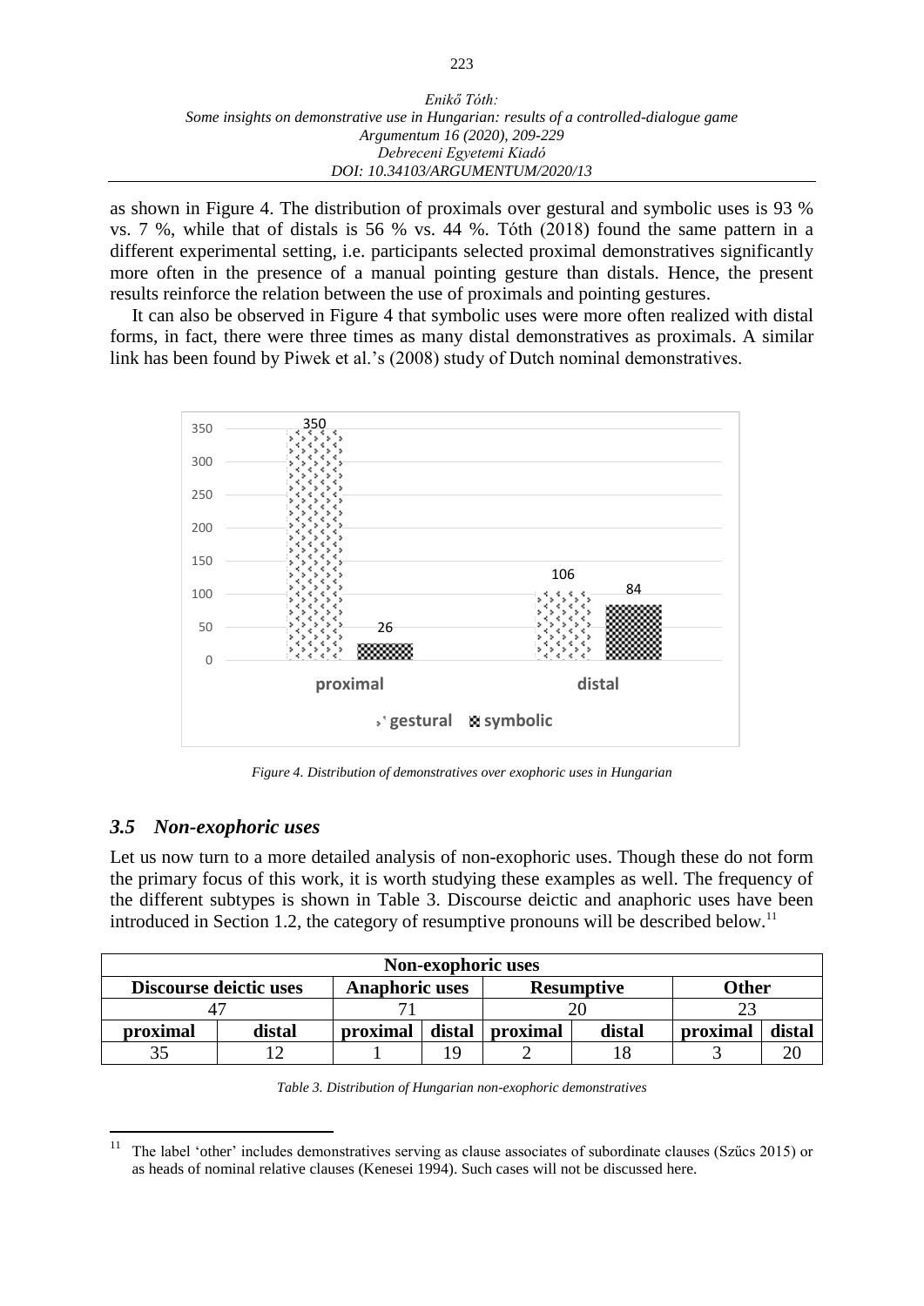as shown in Figure 4. The distribution of proximals over gestural and symbolic uses is 93 % vs. 7 %, while that of distals is 56 % vs. 44 %. Tóth (2018) found the same pattern in a different experimental setting, i.e. participants selected proximal demonstratives significantly more often in the presence of a manual pointing gesture than distals. Hence, the present results reinforce the relation between the use of proximals and pointing gestures.

It can also be observed in Figure 4 that symbolic uses were more often realized with distal forms, in fact, there were three times as many distal demonstratives as proximals. A similar link has been found by Piwek et al.'s (2008) study of Dutch nominal demonstratives.

| | gestural | symbolic |
|---|---|---|
| proximal | 350 | 26 |
| distal | 106 | 84 |

*Figure 4. Distribution of demonstratives over exophoric uses in Hungarian*

### *3.5 Non-exophoric uses*

Let us now turn to a more detailed analysis of non-exophoric uses. Though these do not form the primary focus of this work, it is worth studying these examples as well. The frequency of the different subtypes is shown in Table 3. Discourse deictic and anaphoric uses have been introduced in Section 1.2, the category of resumptive pronouns will be described below.[11]

| Non-exophoric uses | | | | | | | |
|---|---|---|---|---|---|---|---|
| Discourse deictic uses | | Anaphoric uses | | Resumptive | | Other | |
| 47 | | 71 | | 20 | | 23 | |
| proximal | distal | proximal | distal | proximal | distal | proximal | distal |
| 35 | 12 | 1 | 19 | 2 | 18 | 3 | 20 |

*Table 3. Distribution of Hungarian non-exophoric demonstratives*

[11] The label 'other' includes demonstratives serving as clause associates of subordinate clauses (Szűcs 2015) or as heads of nominal relative clauses (Kenesei 1994). Such cases will not be discussed here.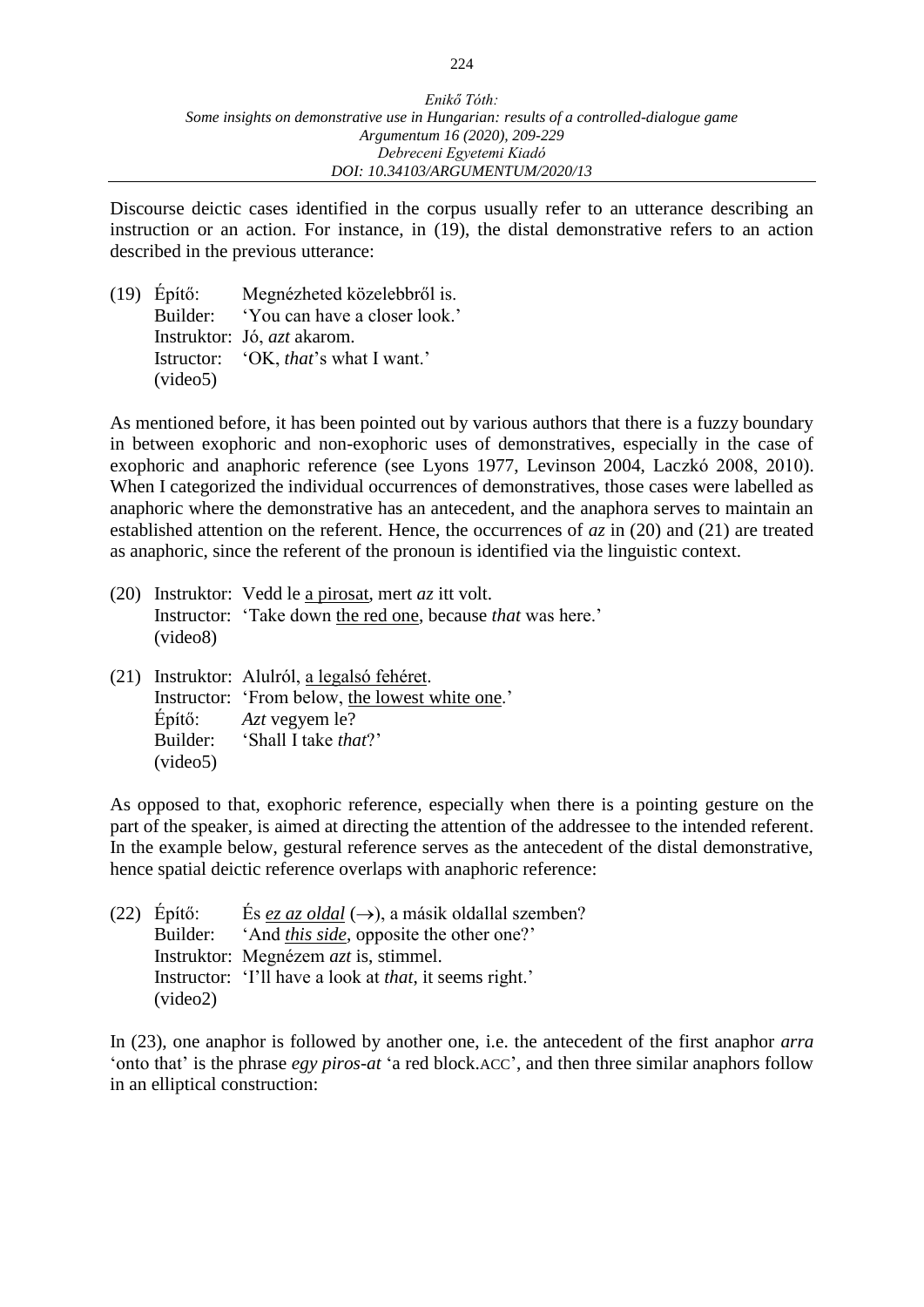Discourse deictic cases identified in the corpus usually refer to an utterance describing an instruction or an action. For instance, in (19), the distal demonstrative refers to an action described in the previous utterance:

(19) Építő: Megnézheted közelebbről is.
Builder: 'You can have a closer look.'
Instruktor: Jó, *azt* akarom.
Istructor: 'OK, *that*'s what I want.'
(video5)

As mentioned before, it has been pointed out by various authors that there is a fuzzy boundary in between exophoric and non-exophoric uses of demonstratives, especially in the case of exophoric and anaphoric reference (see Lyons 1977, Levinson 2004, Laczkó 2008, 2010). When I categorized the individual occurrences of demonstratives, those cases were labelled as anaphoric where the demonstrative has an antecedent, and the anaphora serves to maintain an established attention on the referent. Hence, the occurrences of *az* in (20) and (21) are treated as anaphoric, since the referent of the pronoun is identified via the linguistic context.

(20) Instruktor: Vedd le <u>a pirosat</u>, mert *az* itt volt.
Instructor: 'Take down <u>the red one</u>, because *that* was here.'
(video8)

(21) Instruktor: Alulról, <u>a legalsó fehéret</u>.
Instructor: 'From below, <u>the lowest white one</u>.'
Építő: *Azt* vegyem le?
Builder: 'Shall I take *that*?'
(video5)

As opposed to that, exophoric reference, especially when there is a pointing gesture on the part of the speaker, is aimed at directing the attention of the addressee to the intended referent. In the example below, gestural reference serves as the antecedent of the distal demonstrative, hence spatial deictic reference overlaps with anaphoric reference:

(22) Építő: És <u>*ez az oldal*</u> (→), a másik oldallal szemben?
Builder: 'And <u>*this side*</u>, opposite the other one?'
Instruktor: Megnézem *azt* is, stimmel.
Instructor: 'I'll have a look at *that*, it seems right.'
(video2)

In (23), one anaphor is followed by another one, i.e. the antecedent of the first anaphor *arra* 'onto that' is the phrase *egy piros-at* 'a red block.ACC', and then three similar anaphors follow in an elliptical construction: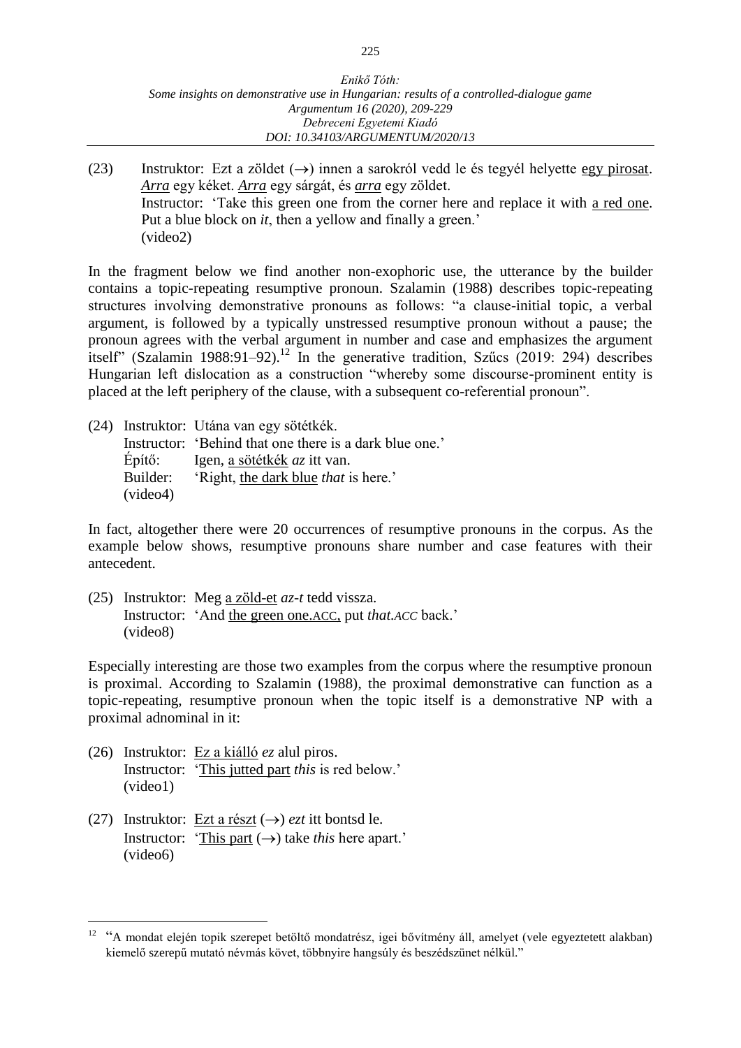(23) Instruktor: Ezt a zöldet (→) innen a sarokról vedd le és tegyél helyette <u>egy pirosat</u>. <u>*Arra*</u> egy kéket. <u>*Arra*</u> egy sárgát, és <u>*arra*</u> egy zöldet.
Instructor: 'Take this green one from the corner here and replace it with <u>a red one</u>. Put a blue block on *it*, then a yellow and finally a green.'
(video2)

In the fragment below we find another non-exophoric use, the utterance by the builder contains a topic-repeating resumptive pronoun. Szalamin (1988) describes topic-repeating structures involving demonstrative pronouns as follows: "a clause-initial topic, a verbal argument, is followed by a typically unstressed resumptive pronoun without a pause; the pronoun agrees with the verbal argument in number and case and emphasizes the argument itself" (Szalamin 1988:91–92).[12] In the generative tradition, Szűcs (2019: 294) describes Hungarian left dislocation as a construction "whereby some discourse-prominent entity is placed at the left periphery of the clause, with a subsequent co-referential pronoun".

(24) Instruktor: Utána van egy sötétkék.
Instructor: 'Behind that one there is a dark blue one.'
Építő: Igen, <u>a sötétkék</u> *az* itt van.
Builder: 'Right, <u>the dark blue</u> *that* is here.'
(video4)

In fact, altogether there were 20 occurrences of resumptive pronouns in the corpus. As the example below shows, resumptive pronouns share number and case features with their antecedent.

(25) Instruktor: Meg <u>a zöld-et</u> *az-t* tedd vissza.
Instructor: 'And <u>the green one.ACC,</u> put *that.ACC* back.'
(video8)

Especially interesting are those two examples from the corpus where the resumptive pronoun is proximal. According to Szalamin (1988), the proximal demonstrative can function as a topic-repeating, resumptive pronoun when the topic itself is a demonstrative NP with a proximal adnominal in it:

(26) Instruktor: <u>Ez a kiálló</u> *ez* alul piros.
Instructor: '<u>This jutted part</u> *this* is red below.'
(video1)

(27) Instruktor: <u>Ezt a részt</u> (→) *ezt* itt bontsd le.
Instructor: '<u>This part</u> (→) take *this* here apart.'
(video6)

---

[12] "A mondat elején topik szerepet betöltő mondatrész, igei bővítmény áll, amelyet (vele egyeztetett alakban) kiemelő szerepű mutató névmás követ, többnyire hangsúly és beszédszünet nélkül."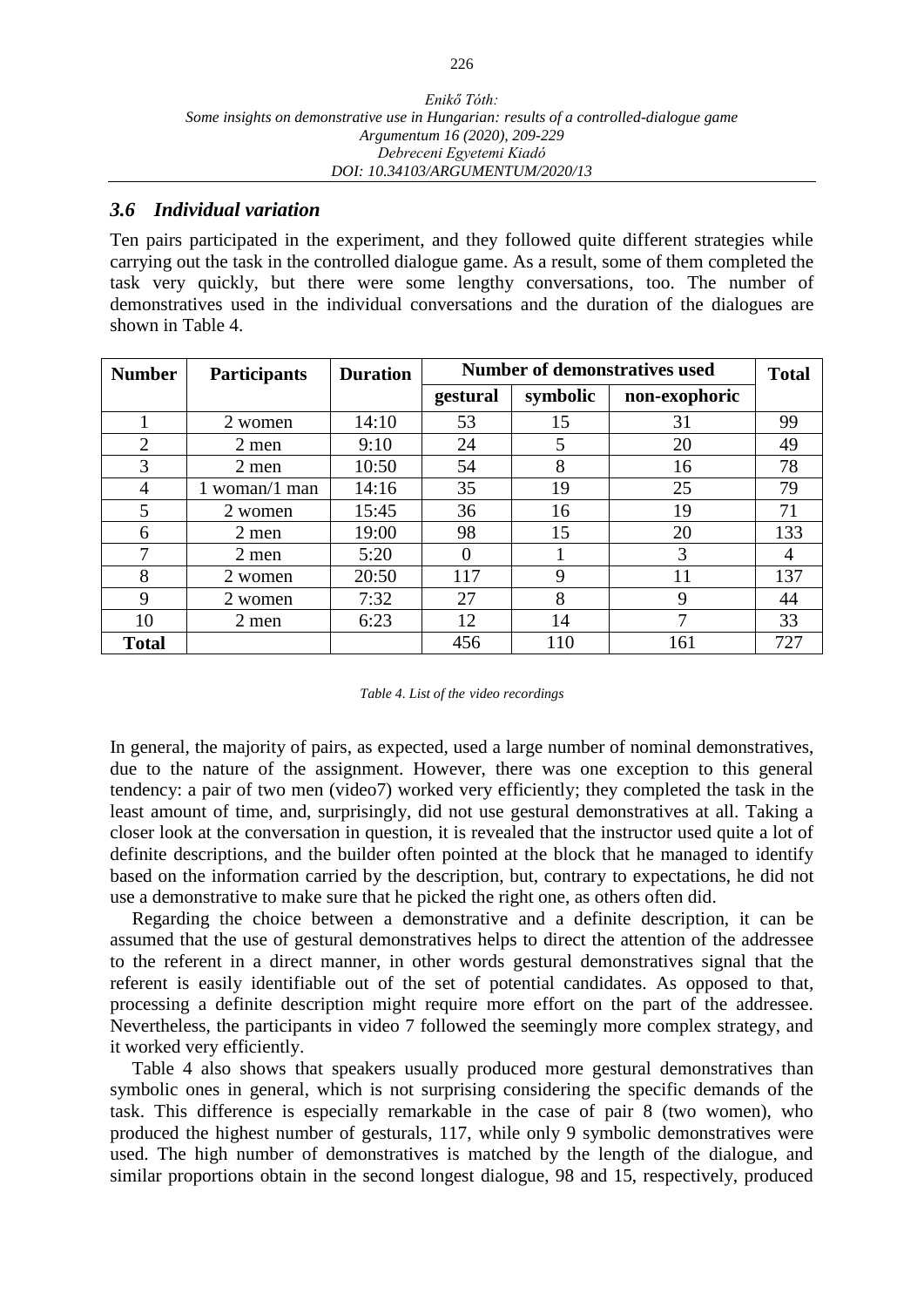### 3.6 Individual variation

Ten pairs participated in the experiment, and they followed quite different strategies while carrying out the task in the controlled dialogue game. As a result, some of them completed the task very quickly, but there were some lengthy conversations, too. The number of demonstratives used in the individual conversations and the duration of the dialogues are shown in Table 4.

| Number | Participants | Duration | Number of demonstratives used | | | Total |
|---|---|---|---|---|---|---|
| | | | gestural | symbolic | non-exophoric | |
| 1 | 2 women | 14:10 | 53 | 15 | 31 | 99 |
| 2 | 2 men | 9:10 | 24 | 5 | 20 | 49 |
| 3 | 2 men | 10:50 | 54 | 8 | 16 | 78 |
| 4 | 1 woman/1 man | 14:16 | 35 | 19 | 25 | 79 |
| 5 | 2 women | 15:45 | 36 | 16 | 19 | 71 |
| 6 | 2 men | 19:00 | 98 | 15 | 20 | 133 |
| 7 | 2 men | 5:20 | 0 | 1 | 3 | 4 |
| 8 | 2 women | 20:50 | 117 | 9 | 11 | 137 |
| 9 | 2 women | 7:32 | 27 | 8 | 9 | 44 |
| 10 | 2 men | 6:23 | 12 | 14 | 7 | 33 |
| **Total** | | | 456 | 110 | 161 | 727 |

*Table 4. List of the video recordings*

In general, the majority of pairs, as expected, used a large number of nominal demonstratives, due to the nature of the assignment. However, there was one exception to this general tendency: a pair of two men (video7) worked very efficiently; they completed the task in the least amount of time, and, surprisingly, did not use gestural demonstratives at all. Taking a closer look at the conversation in question, it is revealed that the instructor used quite a lot of definite descriptions, and the builder often pointed at the block that he managed to identify based on the information carried by the description, but, contrary to expectations, he did not use a demonstrative to make sure that he picked the right one, as others often did.

Regarding the choice between a demonstrative and a definite description, it can be assumed that the use of gestural demonstratives helps to direct the attention of the addressee to the referent in a direct manner, in other words gestural demonstratives signal that the referent is easily identifiable out of the set of potential candidates. As opposed to that, processing a definite description might require more effort on the part of the addressee. Nevertheless, the participants in video 7 followed the seemingly more complex strategy, and it worked very efficiently.

Table 4 also shows that speakers usually produced more gestural demonstratives than symbolic ones in general, which is not surprising considering the specific demands of the task. This difference is especially remarkable in the case of pair 8 (two women), who produced the highest number of gesturals, 117, while only 9 symbolic demonstratives were used. The high number of demonstratives is matched by the length of the dialogue, and similar proportions obtain in the second longest dialogue, 98 and 15, respectively, produced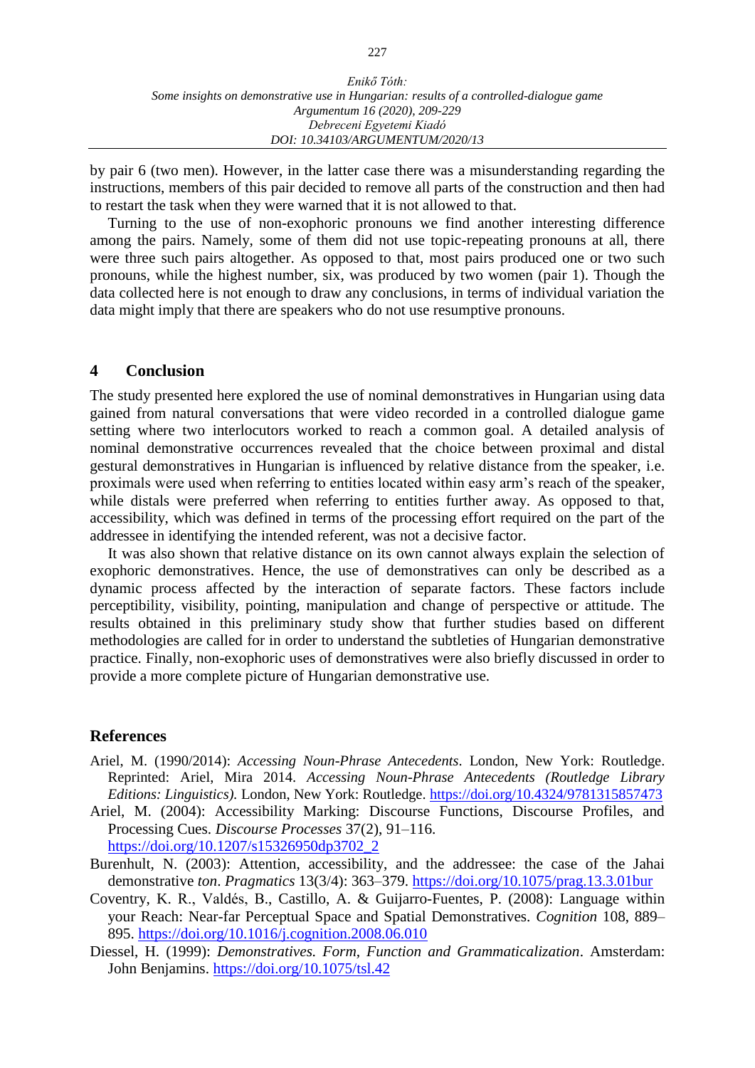by pair 6 (two men). However, in the latter case there was a misunderstanding regarding the instructions, members of this pair decided to remove all parts of the construction and then had to restart the task when they were warned that it is not allowed to that.

Turning to the use of non-exophoric pronouns we find another interesting difference among the pairs. Namely, some of them did not use topic-repeating pronouns at all, there were three such pairs altogether. As opposed to that, most pairs produced one or two such pronouns, while the highest number, six, was produced by two women (pair 1). Though the data collected here is not enough to draw any conclusions, in terms of individual variation the data might imply that there are speakers who do not use resumptive pronouns.

## 4 Conclusion

The study presented here explored the use of nominal demonstratives in Hungarian using data gained from natural conversations that were video recorded in a controlled dialogue game setting where two interlocutors worked to reach a common goal. A detailed analysis of nominal demonstrative occurrences revealed that the choice between proximal and distal gestural demonstratives in Hungarian is influenced by relative distance from the speaker, i.e. proximals were used when referring to entities located within easy arm's reach of the speaker, while distals were preferred when referring to entities further away. As opposed to that, accessibility, which was defined in terms of the processing effort required on the part of the addressee in identifying the intended referent, was not a decisive factor.

It was also shown that relative distance on its own cannot always explain the selection of exophoric demonstratives. Hence, the use of demonstratives can only be described as a dynamic process affected by the interaction of separate factors. These factors include perceptibility, visibility, pointing, manipulation and change of perspective or attitude. The results obtained in this preliminary study show that further studies based on different methodologies are called for in order to understand the subtleties of Hungarian demonstrative practice. Finally, non-exophoric uses of demonstratives were also briefly discussed in order to provide a more complete picture of Hungarian demonstrative use.

## References

Ariel, M. (1990/2014): *Accessing Noun-Phrase Antecedents*. London, New York: Routledge. Reprinted: Ariel, Mira 2014. *Accessing Noun-Phrase Antecedents (Routledge Library Editions: Linguistics).* London, New York: Routledge. https://doi.org/10.4324/9781315857473

Ariel, M. (2004): Accessibility Marking: Discourse Functions, Discourse Profiles, and Processing Cues. *Discourse Processes* 37(2), 91–116. https://doi.org/10.1207/s15326950dp3702_2

Burenhult, N. (2003): Attention, accessibility, and the addressee: the case of the Jahai demonstrative *ton*. *Pragmatics* 13(3/4): 363–379. https://doi.org/10.1075/prag.13.3.01bur

Coventry, K. R., Valdés, B., Castillo, A. & Guijarro-Fuentes, P. (2008): Language within your Reach: Near-far Perceptual Space and Spatial Demonstratives. *Cognition* 108, 889–895. https://doi.org/10.1016/j.cognition.2008.06.010

Diessel, H. (1999): *Demonstratives. Form, Function and Grammaticalization*. Amsterdam: John Benjamins. https://doi.org/10.1075/tsl.42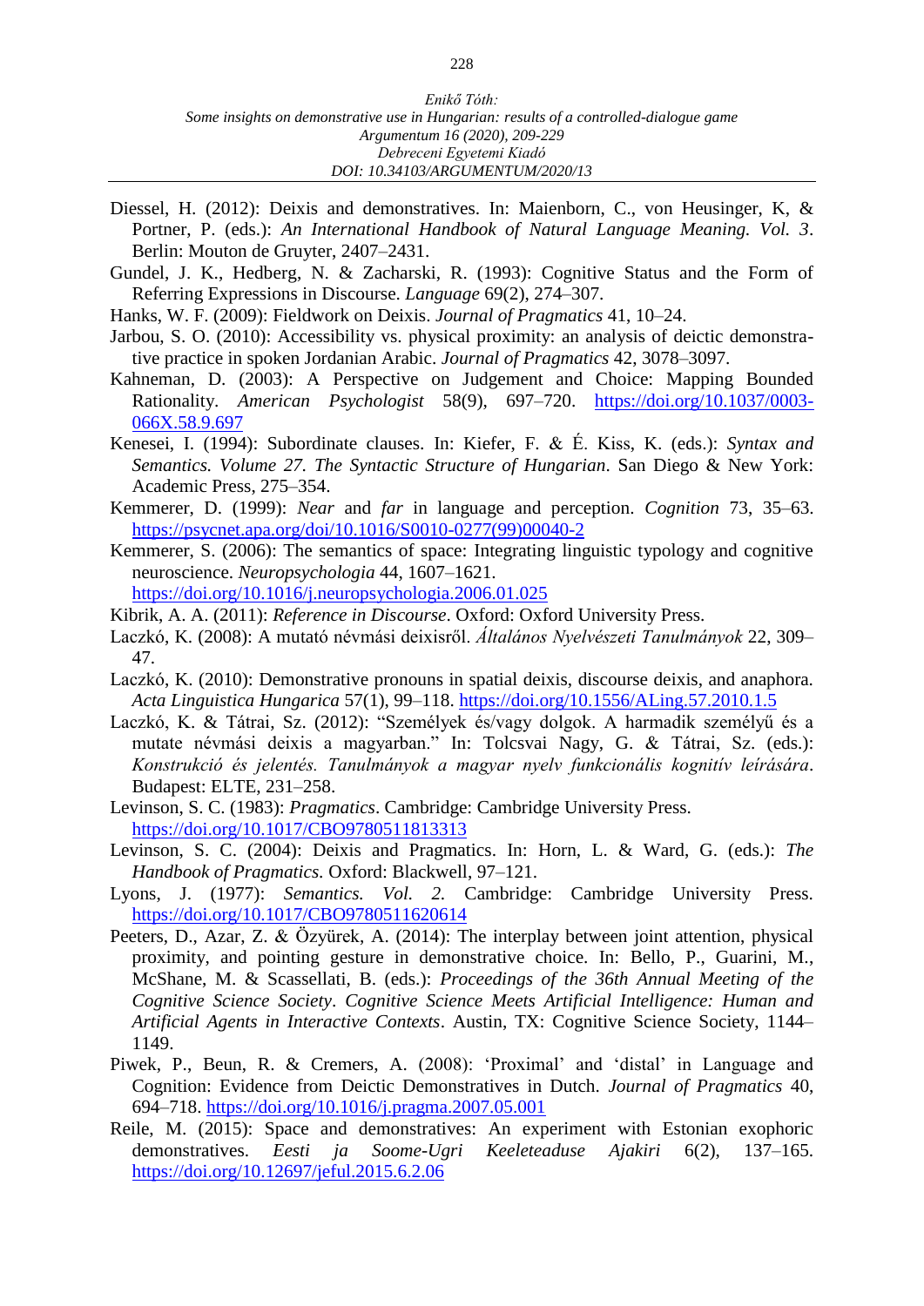Diessel, H. (2012): Deixis and demonstratives. In: Maienborn, C., von Heusinger, K, & Portner, P. (eds.): *An International Handbook of Natural Language Meaning. Vol. 3*. Berlin: Mouton de Gruyter, 2407–2431.

Gundel, J. K., Hedberg, N. & Zacharski, R. (1993): Cognitive Status and the Form of Referring Expressions in Discourse. *Language* 69(2), 274–307.

Hanks, W. F. (2009): Fieldwork on Deixis. *Journal of Pragmatics* 41, 10–24.

Jarbou, S. O. (2010): Accessibility vs. physical proximity: an analysis of deictic demonstrative practice in spoken Jordanian Arabic. *Journal of Pragmatics* 42, 3078–3097.

Kahneman, D. (2003): A Perspective on Judgement and Choice: Mapping Bounded Rationality. *American Psychologist* 58(9), 697–720. https://doi.org/10.1037/0003-066X.58.9.697

Kenesei, I. (1994): Subordinate clauses. In: Kiefer, F. & É. Kiss, K. (eds.): *Syntax and Semantics. Volume 27. The Syntactic Structure of Hungarian*. San Diego & New York: Academic Press, 275–354.

Kemmerer, D. (1999): *Near* and *far* in language and perception. *Cognition* 73, 35–63. https://psycnet.apa.org/doi/10.1016/S0010-0277(99)00040-2

Kemmerer, S. (2006): The semantics of space: Integrating linguistic typology and cognitive neuroscience. *Neuropsychologia* 44, 1607–1621. https://doi.org/10.1016/j.neuropsychologia.2006.01.025

Kibrik, A. A. (2011): *Reference in Discourse*. Oxford: Oxford University Press.

Laczkó, K. (2008): A mutató névmási deixisről. *Általános Nyelvészeti Tanulmányok* 22, 309–47.

Laczkó, K. (2010): Demonstrative pronouns in spatial deixis, discourse deixis, and anaphora. *Acta Linguistica Hungarica* 57(1), 99–118. https://doi.org/10.1556/ALing.57.2010.1.5

Laczkó, K. & Tátrai, Sz. (2012): "Személyek és/vagy dolgok. A harmadik személyű és a mutate névmási deixis a magyarban." In: Tolcsvai Nagy, G. & Tátrai, Sz. (eds.): *Konstrukció és jelentés. Tanulmányok a magyar nyelv funkcionális kognitív leírására*. Budapest: ELTE, 231–258.

Levinson, S. C. (1983): *Pragmatics*. Cambridge: Cambridge University Press. https://doi.org/10.1017/CBO9780511813313

Levinson, S. C. (2004): Deixis and Pragmatics. In: Horn, L. & Ward, G. (eds.): *The Handbook of Pragmatics.* Oxford: Blackwell, 97–121.

Lyons, J. (1977): *Semantics. Vol. 2.* Cambridge: Cambridge University Press. https://doi.org/10.1017/CBO9780511620614

Peeters, D., Azar, Z. & Özyürek, A. (2014): The interplay between joint attention, physical proximity, and pointing gesture in demonstrative choice. In: Bello, P., Guarini, M., McShane, M. & Scassellati, B. (eds.): *Proceedings of the 36th Annual Meeting of the Cognitive Science Society*. *Cognitive Science Meets Artificial Intelligence: Human and Artificial Agents in Interactive Contexts*. Austin, TX: Cognitive Science Society, 1144–1149.

Piwek, P., Beun, R. & Cremers, A. (2008): 'Proximal' and 'distal' in Language and Cognition: Evidence from Deictic Demonstratives in Dutch. *Journal of Pragmatics* 40, 694–718. https://doi.org/10.1016/j.pragma.2007.05.001

Reile, M. (2015): Space and demonstratives: An experiment with Estonian exophoric demonstratives. *Eesti ja Soome-Ugri Keeleteaduse Ajakiri* 6(2), 137–165. https://doi.org/10.12697/jeful.2015.6.2.06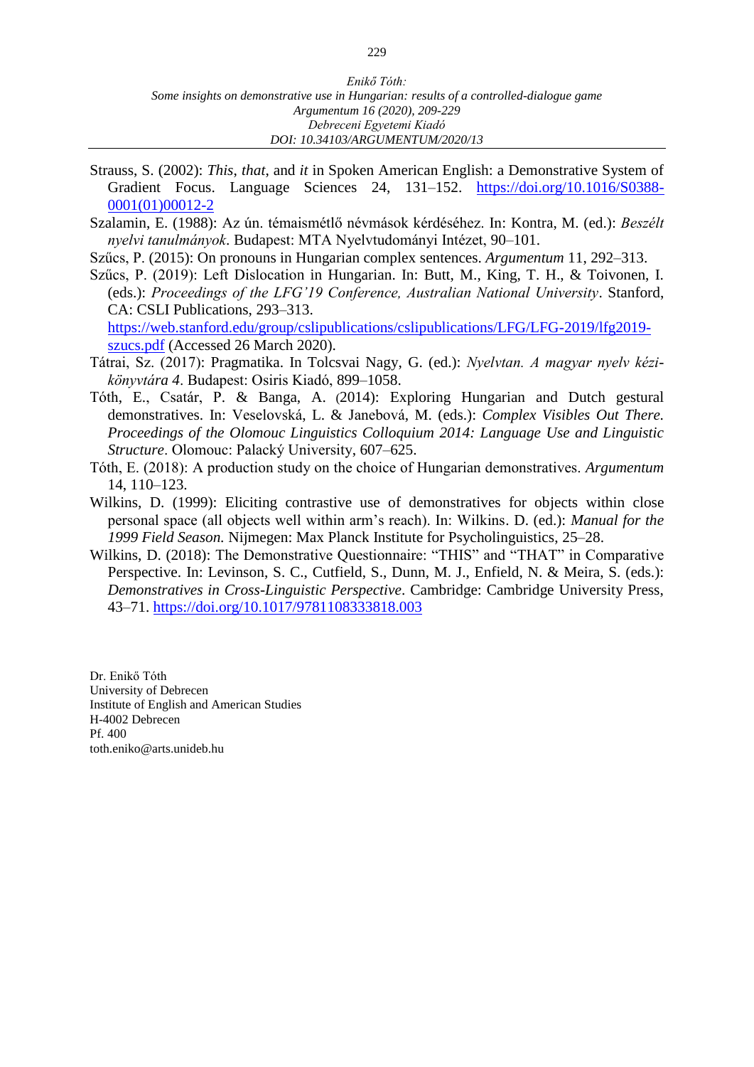Strauss, S. (2002): *This*, *that*, and *it* in Spoken American English: a Demonstrative System of Gradient Focus. Language Sciences 24, 131–152. https://doi.org/10.1016/S0388-0001(01)00012-2

Szalamin, E. (1988): Az ún. témaismétlő névmások kérdéséhez. In: Kontra, M. (ed.): *Beszélt nyelvi tanulmányok*. Budapest: MTA Nyelvtudományi Intézet, 90–101.

Szűcs, P. (2015): On pronouns in Hungarian complex sentences. *Argumentum* 11, 292–313.

Szűcs, P. (2019): Left Dislocation in Hungarian. In: Butt, M., King, T. H., & Toivonen, I. (eds.): *Proceedings of the LFG'19 Conference, Australian National University*. Stanford, CA: CSLI Publications, 293–313. https://web.stanford.edu/group/cslipublications/cslipublications/LFG/LFG-2019/lfg2019-szucs.pdf (Accessed 26 March 2020).

Tátrai, Sz. (2017): Pragmatika. In Tolcsvai Nagy, G. (ed.): *Nyelvtan. A magyar nyelv kézikönyvtára 4*. Budapest: Osiris Kiadó, 899–1058.

Tóth, E., Csatár, P. & Banga, A. (2014): Exploring Hungarian and Dutch gestural demonstratives. In: Veselovská, L. & Janebová, M. (eds.): *Complex Visibles Out There. Proceedings of the Olomouc Linguistics Colloquium 2014: Language Use and Linguistic Structure*. Olomouc: Palacký University, 607–625.

Tóth, E. (2018): A production study on the choice of Hungarian demonstratives. *Argumentum* 14, 110–123.

Wilkins, D. (1999): Eliciting contrastive use of demonstratives for objects within close personal space (all objects well within arm's reach). In: Wilkins. D. (ed.): *Manual for the 1999 Field Season.* Nijmegen: Max Planck Institute for Psycholinguistics, 25–28.

Wilkins, D. (2018): The Demonstrative Questionnaire: "THIS" and "THAT" in Comparative Perspective. In: Levinson, S. C., Cutfield, S., Dunn, M. J., Enfield, N. & Meira, S. (eds.): *Demonstratives in Cross-Linguistic Perspective*. Cambridge: Cambridge University Press, 43–71. https://doi.org/10.1017/9781108333818.003

Dr. Enikő Tóth  
University of Debrecen  
Institute of English and American Studies  
H-4002 Debrecen  
Pf. 400  
toth.eniko@arts.unideb.hu